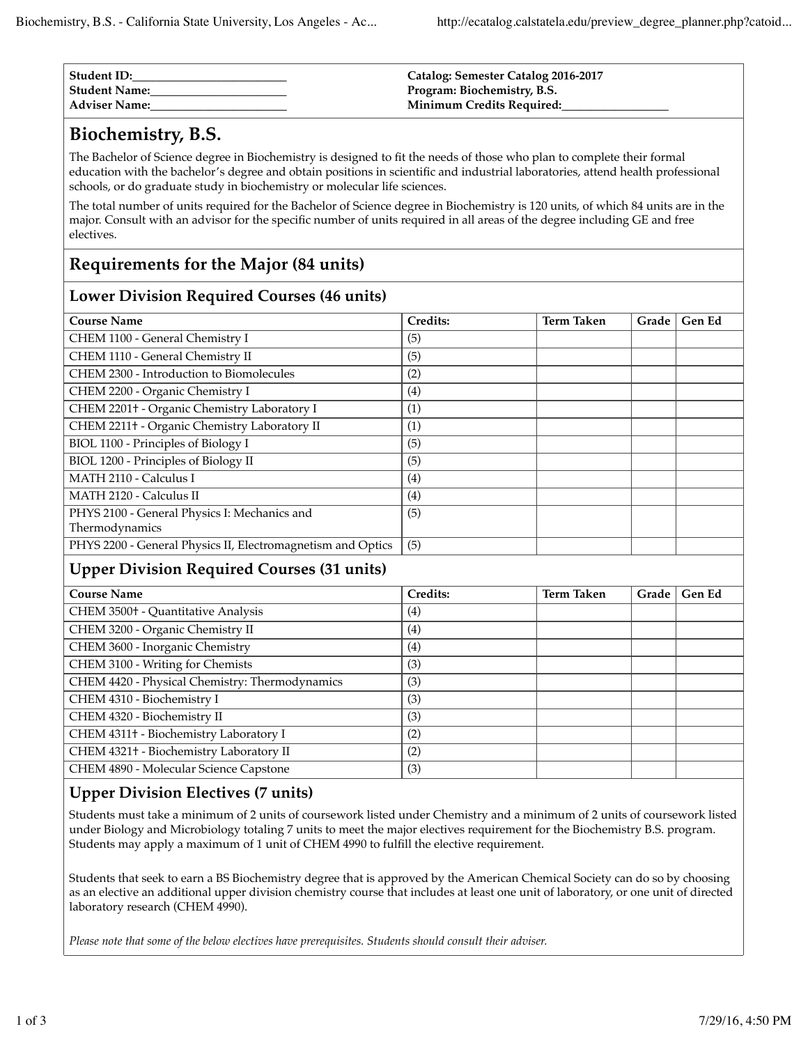| | |
|---|---|
| **Student ID:**__________________________ | **Catalog: Semester Catalog 2016-2017** |
| **Student Name:**_______________________ | **Program: Biochemistry, B.S.** |
| **Adviser Name:**_______________________ | **Minimum Credits Required:**__________________ |

# Biochemistry, B.S.

The Bachelor of Science degree in Biochemistry is designed to fit the needs of those who plan to complete their formal education with the bachelor's degree and obtain positions in scientific and industrial laboratories, attend health professional schools, or do graduate study in biochemistry or molecular life sciences.

The total number of units required for the Bachelor of Science degree in Biochemistry is 120 units, of which 84 units are in the major. Consult with an advisor for the specific number of units required in all areas of the degree including GE and free electives.

## Requirements for the Major (84 units)

### Lower Division Required Courses (46 units)

| Course Name | Credits: | Term Taken | Grade | Gen Ed |
|---|---|---|---|---|
| CHEM 1100 - General Chemistry I | (5) | | | |
| CHEM 1110 - General Chemistry II | (5) | | | |
| CHEM 2300 - Introduction to Biomolecules | (2) | | | |
| CHEM 2200 - Organic Chemistry I | (4) | | | |
| CHEM 2201† - Organic Chemistry Laboratory I | (1) | | | |
| CHEM 2211† - Organic Chemistry Laboratory II | (1) | | | |
| BIOL 1100 - Principles of Biology I | (5) | | | |
| BIOL 1200 - Principles of Biology II | (5) | | | |
| MATH 2110 - Calculus I | (4) | | | |
| MATH 2120 - Calculus II | (4) | | | |
| PHYS 2100 - General Physics I: Mechanics and Thermodynamics | (5) | | | |
| PHYS 2200 - General Physics II, Electromagnetism and Optics | (5) | | | |

### Upper Division Required Courses (31 units)

| Course Name | Credits: | Term Taken | Grade | Gen Ed |
|---|---|---|---|---|
| CHEM 3500† - Quantitative Analysis | (4) | | | |
| CHEM 3200 - Organic Chemistry II | (4) | | | |
| CHEM 3600 - Inorganic Chemistry | (4) | | | |
| CHEM 3100 - Writing for Chemists | (3) | | | |
| CHEM 4420 - Physical Chemistry: Thermodynamics | (3) | | | |
| CHEM 4310 - Biochemistry I | (3) | | | |
| CHEM 4320 - Biochemistry II | (3) | | | |
| CHEM 4311† - Biochemistry Laboratory I | (2) | | | |
| CHEM 4321† - Biochemistry Laboratory II | (2) | | | |
| CHEM 4890 - Molecular Science Capstone | (3) | | | |

### Upper Division Electives (7 units)

Students must take a minimum of 2 units of coursework listed under Chemistry and a minimum of 2 units of coursework listed under Biology and Microbiology totaling 7 units to meet the major electives requirement for the Biochemistry B.S. program. Students may apply a maximum of 1 unit of CHEM 4990 to fulfill the elective requirement.

Students that seek to earn a BS Biochemistry degree that is approved by the American Chemical Society can do so by choosing as an elective an additional upper division chemistry course that includes at least one unit of laboratory, or one unit of directed laboratory research (CHEM 4990).

*Please note that some of the below electives have prerequisites. Students should consult their adviser.*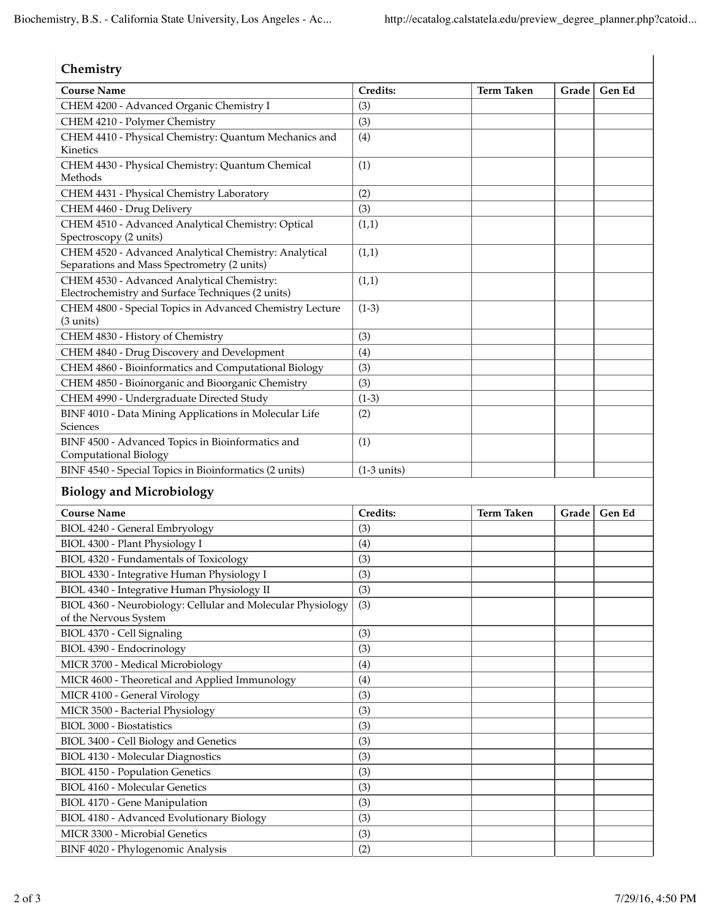## Chemistry

| Course Name | Credits: | Term Taken | Grade | Gen Ed |
|---|---|---|---|---|
| CHEM 4200 - Advanced Organic Chemistry I | (3) | | | |
| CHEM 4210 - Polymer Chemistry | (3) | | | |
| CHEM 4410 - Physical Chemistry: Quantum Mechanics and Kinetics | (4) | | | |
| CHEM 4430 - Physical Chemistry: Quantum Chemical Methods | (1) | | | |
| CHEM 4431 - Physical Chemistry Laboratory | (2) | | | |
| CHEM 4460 - Drug Delivery | (3) | | | |
| CHEM 4510 - Advanced Analytical Chemistry: Optical Spectroscopy (2 units) | (1,1) | | | |
| CHEM 4520 - Advanced Analytical Chemistry: Analytical Separations and Mass Spectrometry (2 units) | (1,1) | | | |
| CHEM 4530 - Advanced Analytical Chemistry: Electrochemistry and Surface Techniques (2 units) | (1,1) | | | |
| CHEM 4800 - Special Topics in Advanced Chemistry Lecture (3 units) | (1-3) | | | |
| CHEM 4830 - History of Chemistry | (3) | | | |
| CHEM 4840 - Drug Discovery and Development | (4) | | | |
| CHEM 4860 - Bioinformatics and Computational Biology | (3) | | | |
| CHEM 4850 - Bioinorganic and Bioorganic Chemistry | (3) | | | |
| CHEM 4990 - Undergraduate Directed Study | (1-3) | | | |
| BINF 4010 - Data Mining Applications in Molecular Life Sciences | (2) | | | |
| BINF 4500 - Advanced Topics in Bioinformatics and Computational Biology | (1) | | | |
| BINF 4540 - Special Topics in Bioinformatics (2 units) | (1-3 units) | | | |

## Biology and Microbiology

| Course Name | Credits: | Term Taken | Grade | Gen Ed |
|---|---|---|---|---|
| BIOL 4240 - General Embryology | (3) | | | |
| BIOL 4300 - Plant Physiology I | (4) | | | |
| BIOL 4320 - Fundamentals of Toxicology | (3) | | | |
| BIOL 4330 - Integrative Human Physiology I | (3) | | | |
| BIOL 4340 - Integrative Human Physiology II | (3) | | | |
| BIOL 4360 - Neurobiology: Cellular and Molecular Physiology of the Nervous System | (3) | | | |
| BIOL 4370 - Cell Signaling | (3) | | | |
| BIOL 4390 - Endocrinology | (3) | | | |
| MICR 3700 - Medical Microbiology | (4) | | | |
| MICR 4600 - Theoretical and Applied Immunology | (4) | | | |
| MICR 4100 - General Virology | (3) | | | |
| MICR 3500 - Bacterial Physiology | (3) | | | |
| BIOL 3000 - Biostatistics | (3) | | | |
| BIOL 3400 - Cell Biology and Genetics | (3) | | | |
| BIOL 4130 - Molecular Diagnostics | (3) | | | |
| BIOL 4150 - Population Genetics | (3) | | | |
| BIOL 4160 - Molecular Genetics | (3) | | | |
| BIOL 4170 - Gene Manipulation | (3) | | | |
| BIOL 4180 - Advanced Evolutionary Biology | (3) | | | |
| MICR 3300 - Microbial Genetics | (3) | | | |
| BINF 4020 - Phylogenomic Analysis | (2) | | | |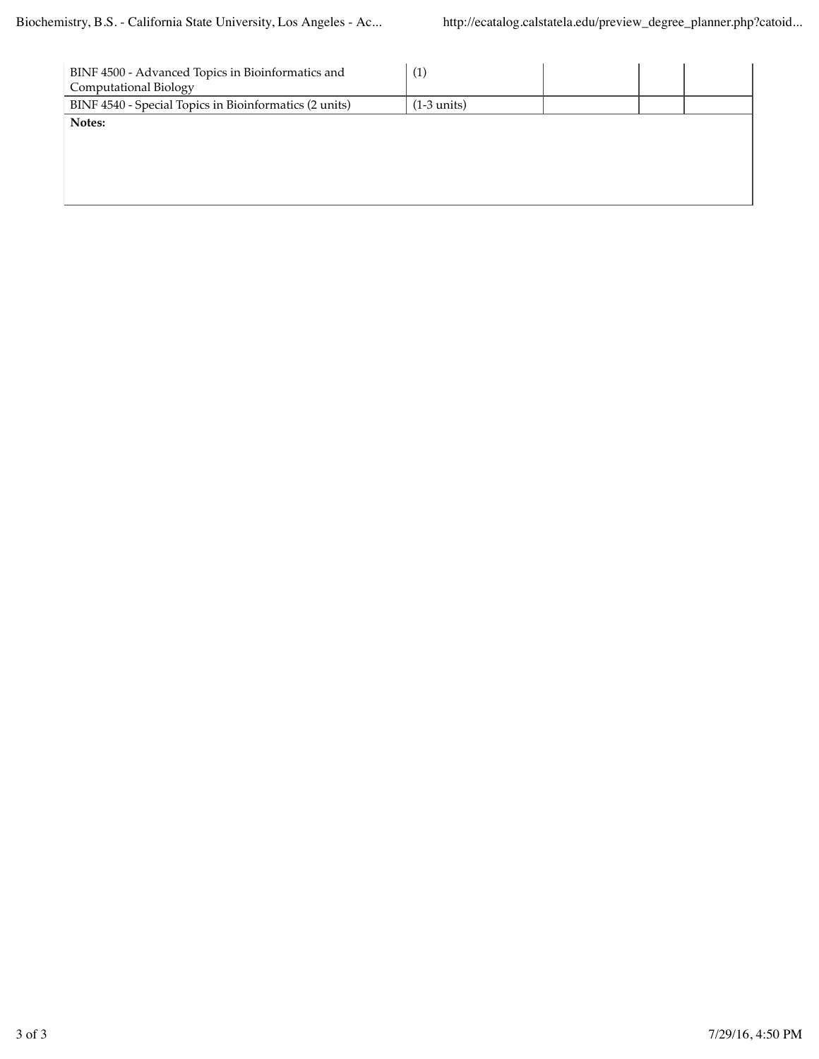| | | | | |
|---|---|---|---|---|
| BINF 4500 - Advanced Topics in Bioinformatics and Computational Biology | (1) | | | |
| BINF 4540 - Special Topics in Bioinformatics (2 units) | (1-3 units) | | | |

**Notes:**